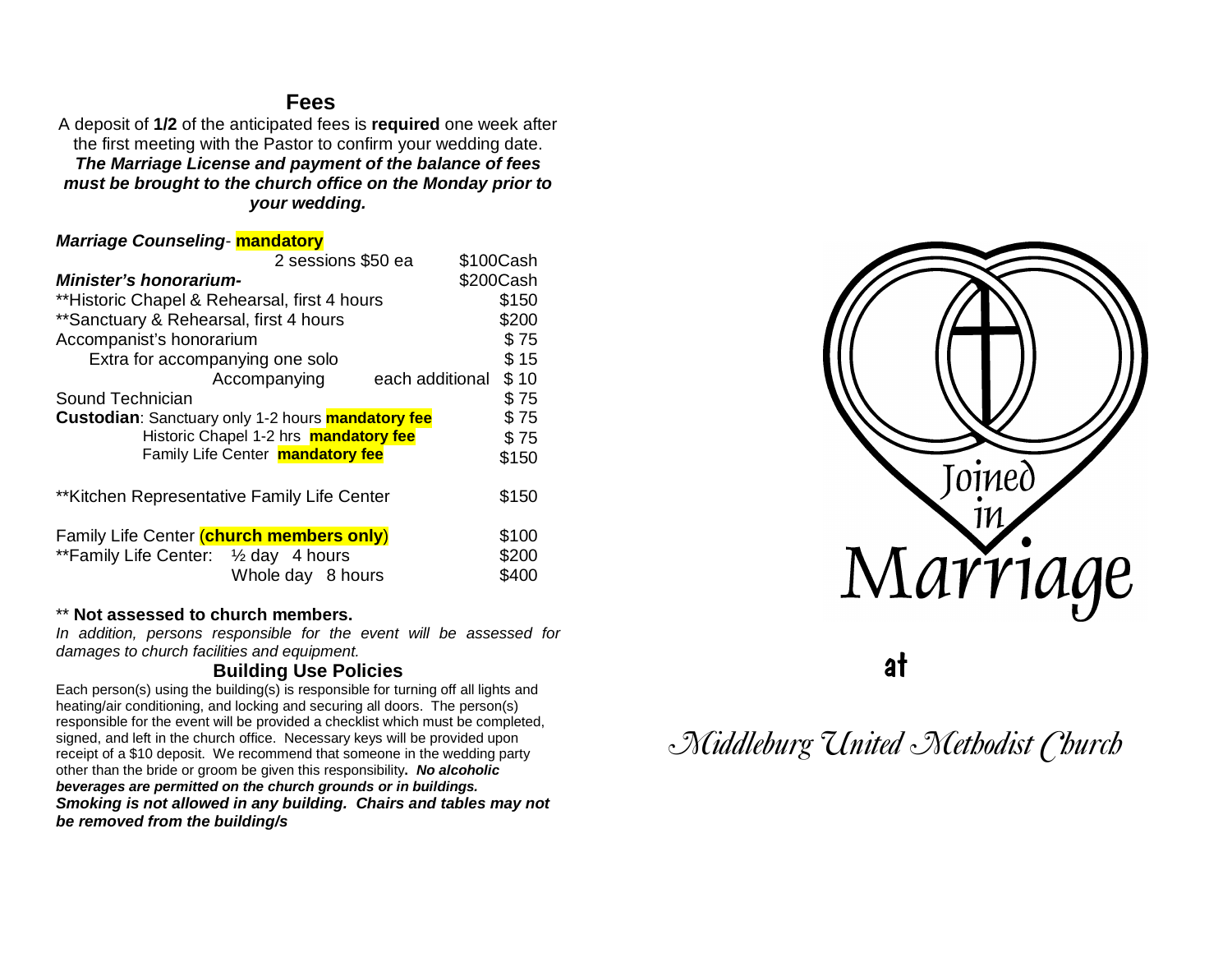## Fees

A deposit of **1/2** of the anticipated fees is **required** one week after the first meeting with the Pastor to confirm your wedding date. ***The Marriage License and payment of the balance of fees must be brought to the church office on the Monday prior to your wedding.***

| | | |
|---|---|---|
| ***Marriage Counseling*** - **mandatory** | | |
| | 2 sessions $50 ea | $100Cash |
| ***Minister's honorarium-*** | | $200Cash |
| **Historic Chapel & Rehearsal, first 4 hours | | $150 |
| **Sanctuary & Rehearsal, first 4 hours | | $200 |
| Accompanist's honorarium | | $ 75 |
| Extra for accompanying one solo | | $ 15 |
| Accompanying | each additional | $ 10 |
| Sound Technician | | $ 75 |
| **Custodian**: Sanctuary only 1-2 hours **mandatory fee** | | $ 75 |
| Historic Chapel 1-2 hrs **mandatory fee** | | $ 75 |
| Family Life Center **mandatory fee** | | $150 |
| **Kitchen Representative Family Life Center | | $150 |
| Family Life Center (**church members only**) | | $100 |
| **Family Life Center: | ½ day 4 hours | $200 |
| | Whole day 8 hours | $400 |

** **Not assessed to church members.**

*In addition, persons responsible for the event will be assessed for damages to church facilities and equipment.*

## Building Use Policies

Each person(s) using the building(s) is responsible for turning off all lights and heating/air conditioning, and locking and securing all doors. The person(s) responsible for the event will be provided a checklist which must be completed, signed, and left in the church office. Necessary keys will be provided upon receipt of a $10 deposit. We recommend that someone in the wedding party other than the bride or groom be given this responsibility**. *No alcoholic beverages are permitted on the church grounds or in buildings. Smoking is not allowed in any building. Chairs and tables may not be removed from the building/s***

# Joined in Marriage

at

## Middleburg United Methodist Church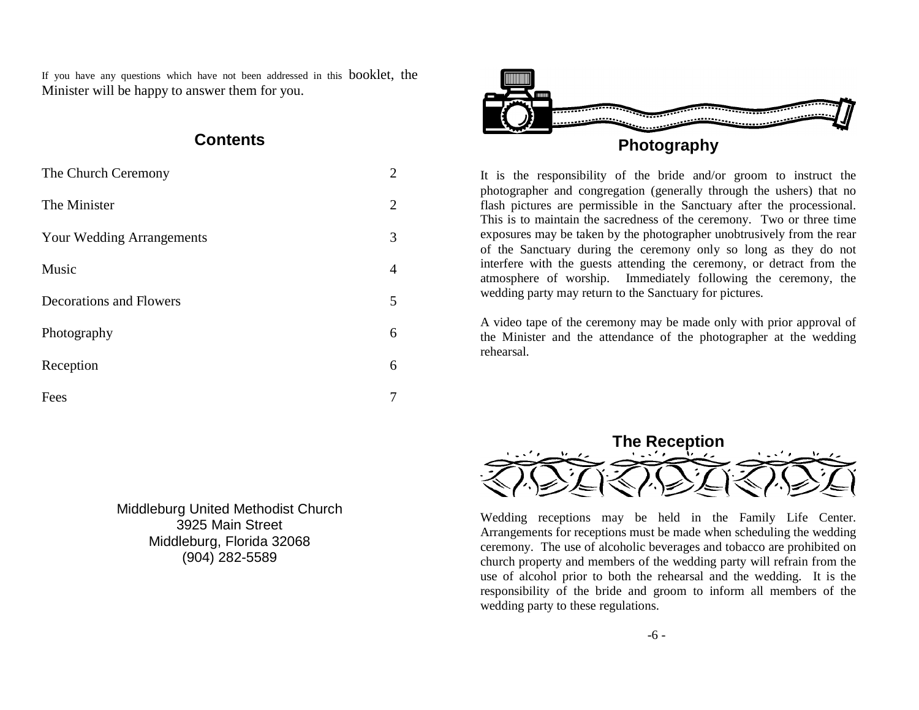If you have any questions which have not been addressed in this booklet, the Minister will be happy to answer them for you.

## Contents

| | |
|---|---|
| The Church Ceremony | 2 |
| The Minister | 2 |
| Your Wedding Arrangements | 3 |
| Music | 4 |
| Decorations and Flowers | 5 |
| Photography | 6 |
| Reception | 6 |
| Fees | 7 |

Middleburg United Methodist Church
3925 Main Street
Middleburg, Florida 32068
(904) 282-5589

## Photography

It is the responsibility of the bride and/or groom to instruct the photographer and congregation (generally through the ushers) that no flash pictures are permissible in the Sanctuary after the processional. This is to maintain the sacredness of the ceremony. Two or three time exposures may be taken by the photographer unobtrusively from the rear of the Sanctuary during the ceremony only so long as they do not interfere with the guests attending the ceremony, or detract from the atmosphere of worship. Immediately following the ceremony, the wedding party may return to the Sanctuary for pictures.

A video tape of the ceremony may be made only with prior approval of the Minister and the attendance of the photographer at the wedding rehearsal.

## The Reception

Wedding receptions may be held in the Family Life Center. Arrangements for receptions must be made when scheduling the wedding ceremony. The use of alcoholic beverages and tobacco are prohibited on church property and members of the wedding party will refrain from the use of alcohol prior to both the rehearsal and the wedding. It is the responsibility of the bride and groom to inform all members of the wedding party to these regulations.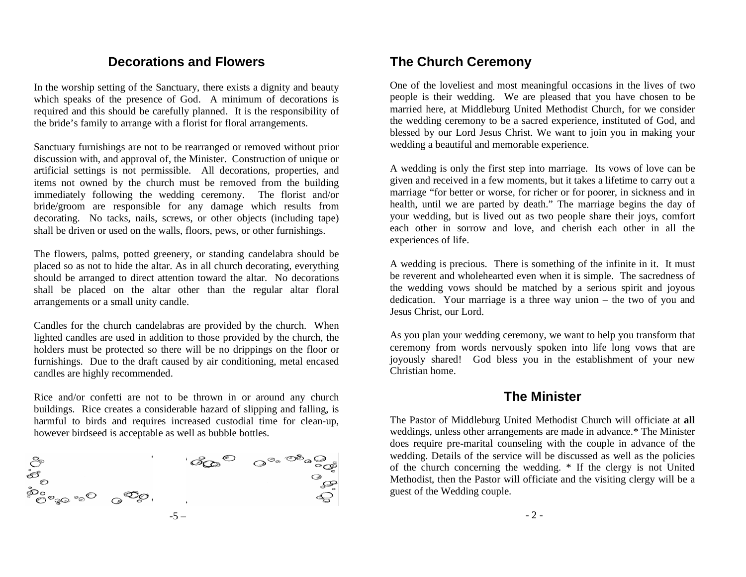## Decorations and Flowers

In the worship setting of the Sanctuary, there exists a dignity and beauty which speaks of the presence of God. A minimum of decorations is required and this should be carefully planned. It is the responsibility of the bride's family to arrange with a florist for floral arrangements.

Sanctuary furnishings are not to be rearranged or removed without prior discussion with, and approval of, the Minister. Construction of unique or artificial settings is not permissible. All decorations, properties, and items not owned by the church must be removed from the building immediately following the wedding ceremony. The florist and/or bride/groom are responsible for any damage which results from decorating. No tacks, nails, screws, or other objects (including tape) shall be driven or used on the walls, floors, pews, or other furnishings.

The flowers, palms, potted greenery, or standing candelabra should be placed so as not to hide the altar. As in all church decorating, everything should be arranged to direct attention toward the altar. No decorations shall be placed on the altar other than the regular altar floral arrangements or a small unity candle.

Candles for the church candelabras are provided by the church. When lighted candles are used in addition to those provided by the church, the holders must be protected so there will be no drippings on the floor or furnishings. Due to the draft caused by air conditioning, metal encased candles are highly recommended.

Rice and/or confetti are not to be thrown in or around any church buildings. Rice creates a considerable hazard of slipping and falling, is harmful to birds and requires increased custodial time for clean-up, however birdseed is acceptable as well as bubble bottles.

## The Church Ceremony

One of the loveliest and most meaningful occasions in the lives of two people is their wedding. We are pleased that you have chosen to be married here, at Middleburg United Methodist Church, for we consider the wedding ceremony to be a sacred experience, instituted of God, and blessed by our Lord Jesus Christ. We want to join you in making your wedding a beautiful and memorable experience.

A wedding is only the first step into marriage. Its vows of love can be given and received in a few moments, but it takes a lifetime to carry out a marriage "for better or worse, for richer or for poorer, in sickness and in health, until we are parted by death." The marriage begins the day of your wedding, but is lived out as two people share their joys, comfort each other in sorrow and love, and cherish each other in all the experiences of life.

A wedding is precious. There is something of the infinite in it. It must be reverent and wholehearted even when it is simple. The sacredness of the wedding vows should be matched by a serious spirit and joyous dedication. Your marriage is a three way union – the two of you and Jesus Christ, our Lord.

As you plan your wedding ceremony, we want to help you transform that ceremony from words nervously spoken into life long vows that are joyously shared! God bless you in the establishment of your new Christian home.

## The Minister

The Pastor of Middleburg United Methodist Church will officiate at **all** weddings, unless other arrangements are made in advance.* The Minister does require pre-marital counseling with the couple in advance of the wedding. Details of the service will be discussed as well as the policies of the church concerning the wedding. * If the clergy is not United Methodist, then the Pastor will officiate and the visiting clergy will be a guest of the Wedding couple.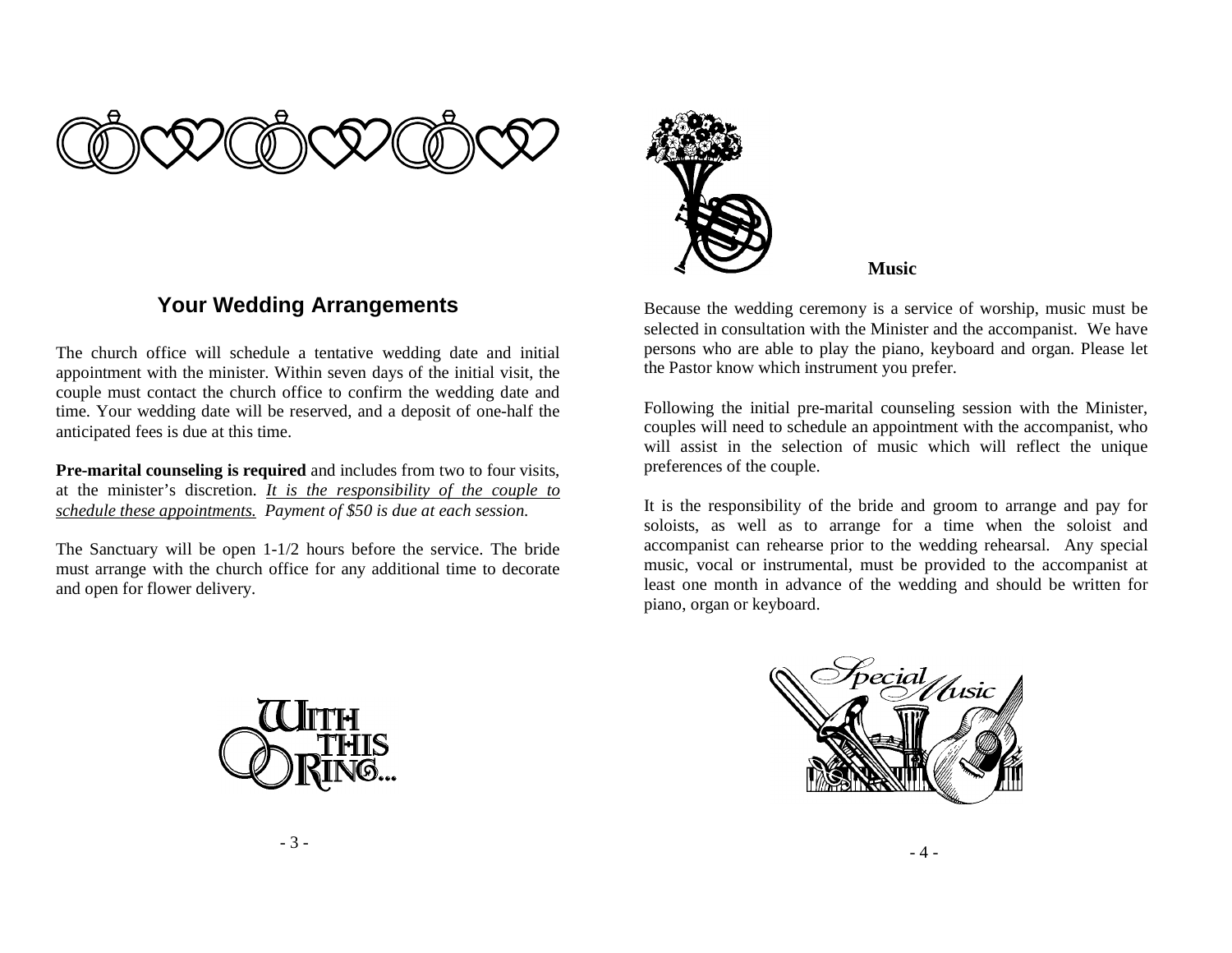## Your Wedding Arrangements

The church office will schedule a tentative wedding date and initial appointment with the minister. Within seven days of the initial visit, the couple must contact the church office to confirm the wedding date and time. Your wedding date will be reserved, and a deposit of one-half the anticipated fees is due at this time.

**Pre-marital counseling is required** and includes from two to four visits, at the minister's discretion. *It is the responsibility of the couple to schedule these appointments.* *Payment of $50 is due at each session.*

The Sanctuary will be open 1-1/2 hours before the service. The bride must arrange with the church office for any additional time to decorate and open for flower delivery.

**Music**

Because the wedding ceremony is a service of worship, music must be selected in consultation with the Minister and the accompanist. We have persons who are able to play the piano, keyboard and organ. Please let the Pastor know which instrument you prefer.

Following the initial pre-marital counseling session with the Minister, couples will need to schedule an appointment with the accompanist, who will assist in the selection of music which will reflect the unique preferences of the couple.

It is the responsibility of the bride and groom to arrange and pay for soloists, as well as to arrange for a time when the soloist and accompanist can rehearse prior to the wedding rehearsal. Any special music, vocal or instrumental, must be provided to the accompanist at least one month in advance of the wedding and should be written for piano, organ or keyboard.